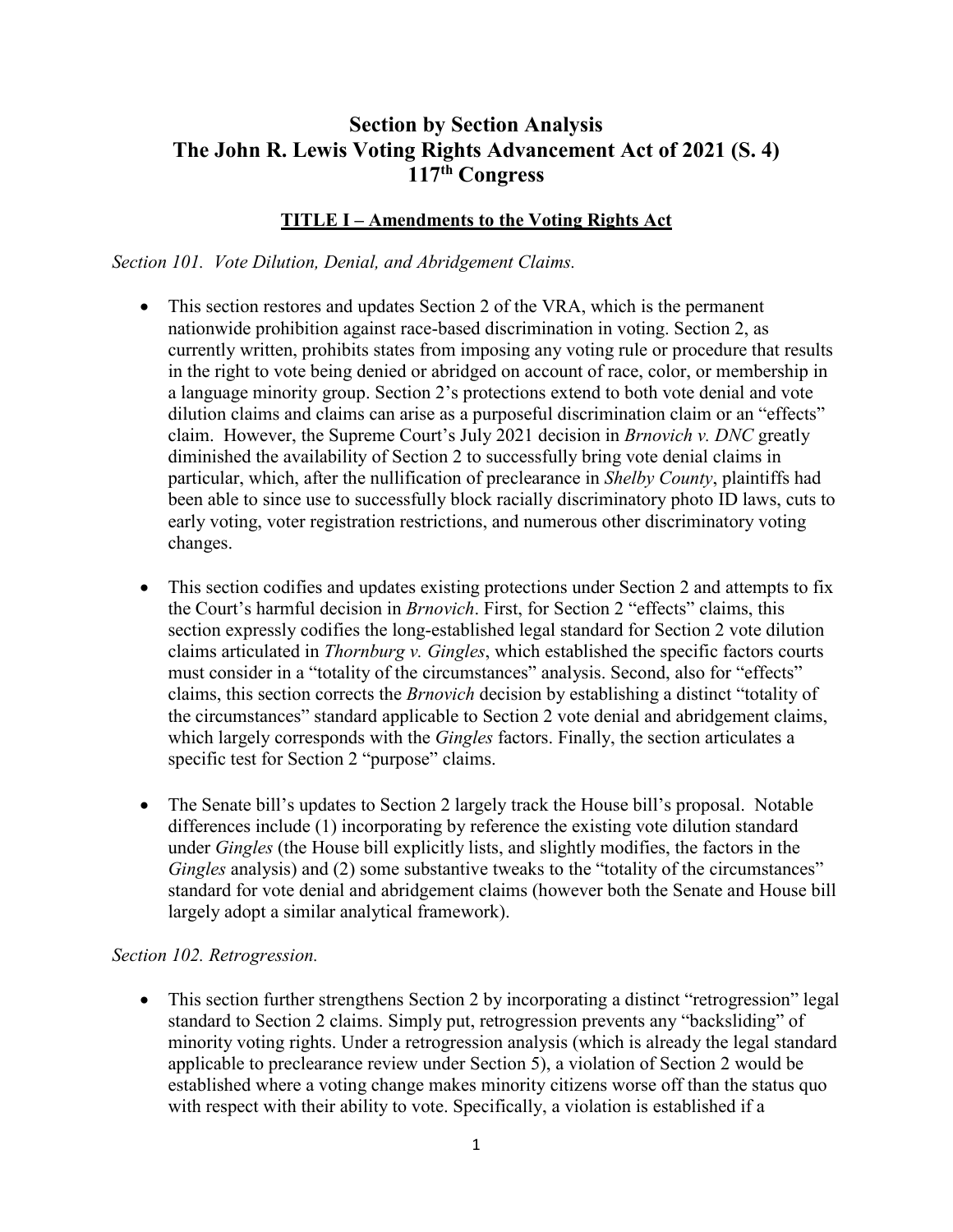# Section by Section Analysis
# The John R. Lewis Voting Rights Advancement Act of 2021 (S. 4)
# 117th Congress

## TITLE I – Amendments to the Voting Rights Act

*Section 101. Vote Dilution, Denial, and Abridgement Claims.*

- This section restores and updates Section 2 of the VRA, which is the permanent nationwide prohibition against race-based discrimination in voting. Section 2, as currently written, prohibits states from imposing any voting rule or procedure that results in the right to vote being denied or abridged on account of race, color, or membership in a language minority group. Section 2's protections extend to both vote denial and vote dilution claims and claims can arise as a purposeful discrimination claim or an "effects" claim. However, the Supreme Court's July 2021 decision in *Brnovich v. DNC* greatly diminished the availability of Section 2 to successfully bring vote denial claims in particular, which, after the nullification of preclearance in *Shelby County*, plaintiffs had been able to since use to successfully block racially discriminatory photo ID laws, cuts to early voting, voter registration restrictions, and numerous other discriminatory voting changes.

- This section codifies and updates existing protections under Section 2 and attempts to fix the Court's harmful decision in *Brnovich*. First, for Section 2 "effects" claims, this section expressly codifies the long-established legal standard for Section 2 vote dilution claims articulated in *Thornburg v. Gingles*, which established the specific factors courts must consider in a "totality of the circumstances" analysis. Second, also for "effects" claims, this section corrects the *Brnovich* decision by establishing a distinct "totality of the circumstances" standard applicable to Section 2 vote denial and abridgement claims, which largely corresponds with the *Gingles* factors. Finally, the section articulates a specific test for Section 2 "purpose" claims.

- The Senate bill's updates to Section 2 largely track the House bill's proposal. Notable differences include (1) incorporating by reference the existing vote dilution standard under *Gingles* (the House bill explicitly lists, and slightly modifies, the factors in the *Gingles* analysis) and (2) some substantive tweaks to the "totality of the circumstances" standard for vote denial and abridgement claims (however both the Senate and House bill largely adopt a similar analytical framework).

*Section 102. Retrogression.*

- This section further strengthens Section 2 by incorporating a distinct "retrogression" legal standard to Section 2 claims. Simply put, retrogression prevents any "backsliding" of minority voting rights. Under a retrogression analysis (which is already the legal standard applicable to preclearance review under Section 5), a violation of Section 2 would be established where a voting change makes minority citizens worse off than the status quo with respect with their ability to vote. Specifically, a violation is established if a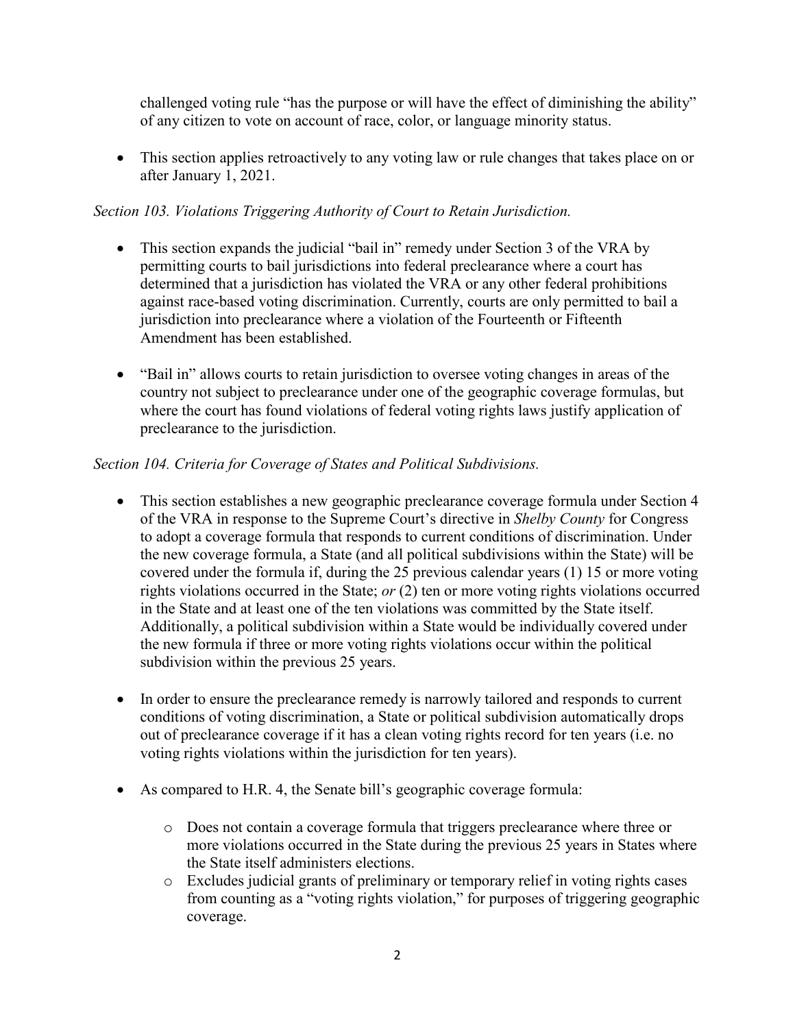challenged voting rule "has the purpose or will have the effect of diminishing the ability" of any citizen to vote on account of race, color, or language minority status.

- This section applies retroactively to any voting law or rule changes that takes place on or after January 1, 2021.

*Section 103. Violations Triggering Authority of Court to Retain Jurisdiction.*

- This section expands the judicial "bail in" remedy under Section 3 of the VRA by permitting courts to bail jurisdictions into federal preclearance where a court has determined that a jurisdiction has violated the VRA or any other federal prohibitions against race-based voting discrimination. Currently, courts are only permitted to bail a jurisdiction into preclearance where a violation of the Fourteenth or Fifteenth Amendment has been established.

- "Bail in" allows courts to retain jurisdiction to oversee voting changes in areas of the country not subject to preclearance under one of the geographic coverage formulas, but where the court has found violations of federal voting rights laws justify application of preclearance to the jurisdiction.

*Section 104. Criteria for Coverage of States and Political Subdivisions.*

- This section establishes a new geographic preclearance coverage formula under Section 4 of the VRA in response to the Supreme Court's directive in *Shelby County* for Congress to adopt a coverage formula that responds to current conditions of discrimination. Under the new coverage formula, a State (and all political subdivisions within the State) will be covered under the formula if, during the 25 previous calendar years (1) 15 or more voting rights violations occurred in the State; *or* (2) ten or more voting rights violations occurred in the State and at least one of the ten violations was committed by the State itself. Additionally, a political subdivision within a State would be individually covered under the new formula if three or more voting rights violations occur within the political subdivision within the previous 25 years.

- In order to ensure the preclearance remedy is narrowly tailored and responds to current conditions of voting discrimination, a State or political subdivision automatically drops out of preclearance coverage if it has a clean voting rights record for ten years (i.e. no voting rights violations within the jurisdiction for ten years).

- As compared to H.R. 4, the Senate bill's geographic coverage formula:
    - Does not contain a coverage formula that triggers preclearance where three or more violations occurred in the State during the previous 25 years in States where the State itself administers elections.
    - Excludes judicial grants of preliminary or temporary relief in voting rights cases from counting as a "voting rights violation," for purposes of triggering geographic coverage.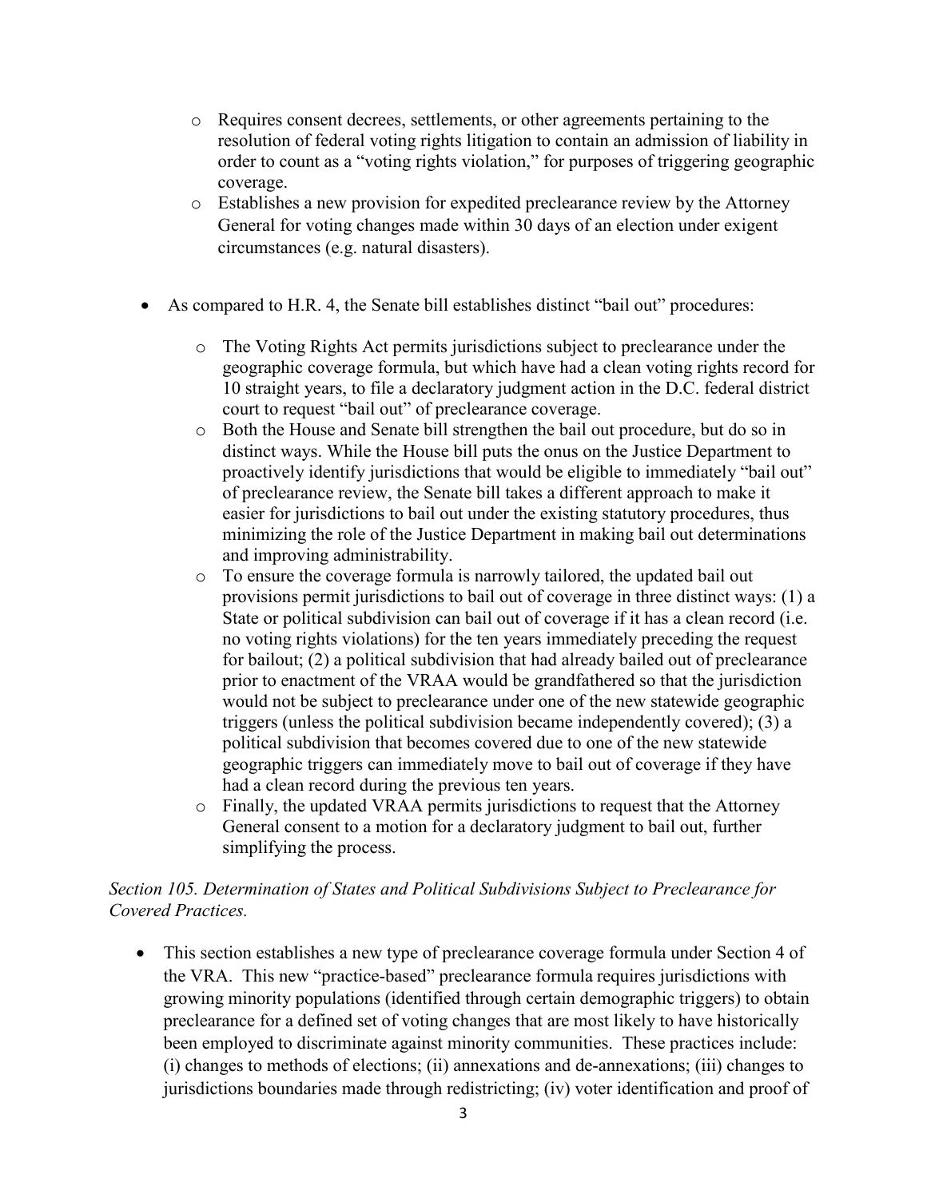- Requires consent decrees, settlements, or other agreements pertaining to the resolution of federal voting rights litigation to contain an admission of liability in order to count as a "voting rights violation," for purposes of triggering geographic coverage.
  - Establishes a new provision for expedited preclearance review by the Attorney General for voting changes made within 30 days of an election under exigent circumstances (e.g. natural disasters).

- As compared to H.R. 4, the Senate bill establishes distinct "bail out" procedures:
  - The Voting Rights Act permits jurisdictions subject to preclearance under the geographic coverage formula, but which have had a clean voting rights record for 10 straight years, to file a declaratory judgment action in the D.C. federal district court to request "bail out" of preclearance coverage.
  - Both the House and Senate bill strengthen the bail out procedure, but do so in distinct ways. While the House bill puts the onus on the Justice Department to proactively identify jurisdictions that would be eligible to immediately "bail out" of preclearance review, the Senate bill takes a different approach to make it easier for jurisdictions to bail out under the existing statutory procedures, thus minimizing the role of the Justice Department in making bail out determinations and improving administrability.
  - To ensure the coverage formula is narrowly tailored, the updated bail out provisions permit jurisdictions to bail out of coverage in three distinct ways: (1) a State or political subdivision can bail out of coverage if it has a clean record (i.e. no voting rights violations) for the ten years immediately preceding the request for bailout; (2) a political subdivision that had already bailed out of preclearance prior to enactment of the VRAA would be grandfathered so that the jurisdiction would not be subject to preclearance under one of the new statewide geographic triggers (unless the political subdivision became independently covered); (3) a political subdivision that becomes covered due to one of the new statewide geographic triggers can immediately move to bail out of coverage if they have had a clean record during the previous ten years.
  - Finally, the updated VRAA permits jurisdictions to request that the Attorney General consent to a motion for a declaratory judgment to bail out, further simplifying the process.

*Section 105. Determination of States and Political Subdivisions Subject to Preclearance for Covered Practices.*

- This section establishes a new type of preclearance coverage formula under Section 4 of the VRA. This new "practice-based" preclearance formula requires jurisdictions with growing minority populations (identified through certain demographic triggers) to obtain preclearance for a defined set of voting changes that are most likely to have historically been employed to discriminate against minority communities. These practices include: (i) changes to methods of elections; (ii) annexations and de-annexations; (iii) changes to jurisdictions boundaries made through redistricting; (iv) voter identification and proof of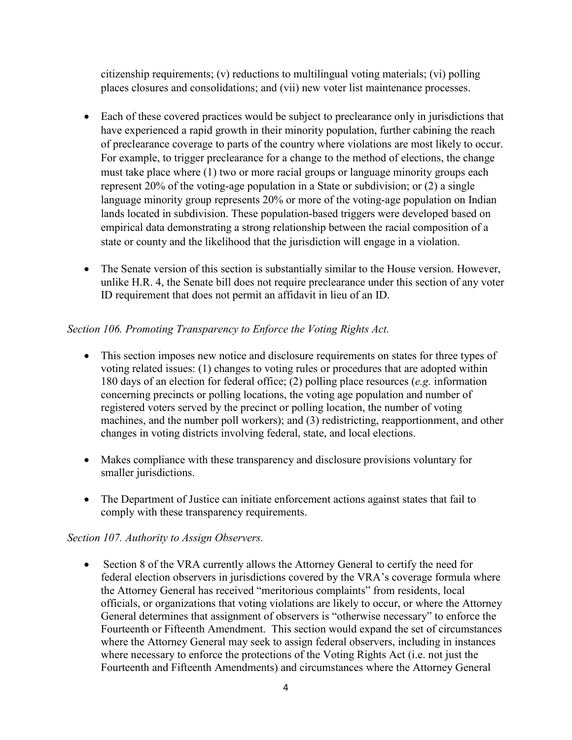citizenship requirements; (v) reductions to multilingual voting materials; (vi) polling places closures and consolidations; and (vii) new voter list maintenance processes.

- Each of these covered practices would be subject to preclearance only in jurisdictions that have experienced a rapid growth in their minority population, further cabining the reach of preclearance coverage to parts of the country where violations are most likely to occur. For example, to trigger preclearance for a change to the method of elections, the change must take place where (1) two or more racial groups or language minority groups each represent 20% of the voting-age population in a State or subdivision; or (2) a single language minority group represents 20% or more of the voting-age population on Indian lands located in subdivision. These population-based triggers were developed based on empirical data demonstrating a strong relationship between the racial composition of a state or county and the likelihood that the jurisdiction will engage in a violation.
- The Senate version of this section is substantially similar to the House version. However, unlike H.R. 4, the Senate bill does not require preclearance under this section of any voter ID requirement that does not permit an affidavit in lieu of an ID.

*Section 106. Promoting Transparency to Enforce the Voting Rights Act.*

- This section imposes new notice and disclosure requirements on states for three types of voting related issues: (1) changes to voting rules or procedures that are adopted within 180 days of an election for federal office; (2) polling place resources (*e.g.* information concerning precincts or polling locations, the voting age population and number of registered voters served by the precinct or polling location, the number of voting machines, and the number poll workers); and (3) redistricting, reapportionment, and other changes in voting districts involving federal, state, and local elections.
- Makes compliance with these transparency and disclosure provisions voluntary for smaller jurisdictions.
- The Department of Justice can initiate enforcement actions against states that fail to comply with these transparency requirements.

*Section 107. Authority to Assign Observers.*

- Section 8 of the VRA currently allows the Attorney General to certify the need for federal election observers in jurisdictions covered by the VRA's coverage formula where the Attorney General has received "meritorious complaints" from residents, local officials, or organizations that voting violations are likely to occur, or where the Attorney General determines that assignment of observers is "otherwise necessary" to enforce the Fourteenth or Fifteenth Amendment. This section would expand the set of circumstances where the Attorney General may seek to assign federal observers, including in instances where necessary to enforce the protections of the Voting Rights Act (i.e. not just the Fourteenth and Fifteenth Amendments) and circumstances where the Attorney General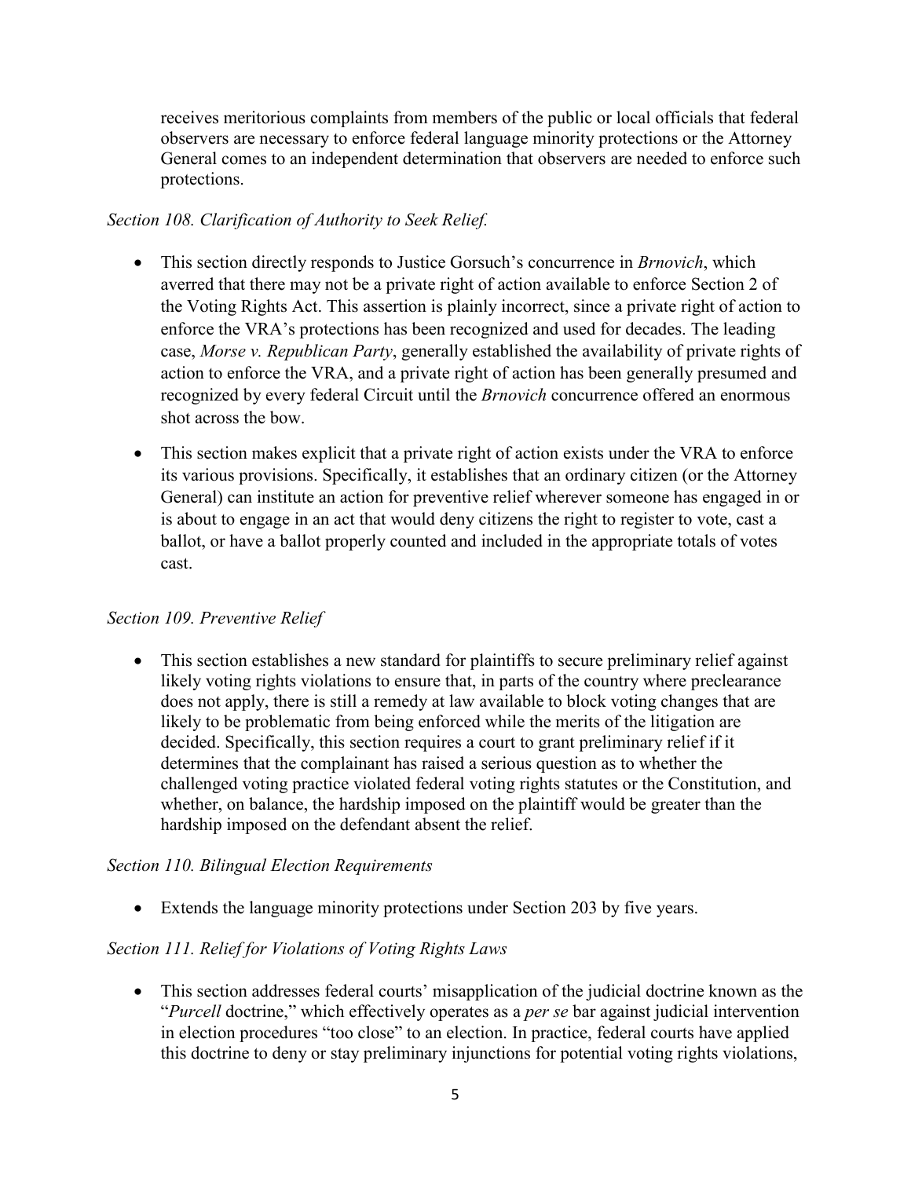receives meritorious complaints from members of the public or local officials that federal observers are necessary to enforce federal language minority protections or the Attorney General comes to an independent determination that observers are needed to enforce such protections.

*Section 108. Clarification of Authority to Seek Relief.*

- This section directly responds to Justice Gorsuch's concurrence in *Brnovich*, which averred that there may not be a private right of action available to enforce Section 2 of the Voting Rights Act. This assertion is plainly incorrect, since a private right of action to enforce the VRA's protections has been recognized and used for decades. The leading case, *Morse v. Republican Party*, generally established the availability of private rights of action to enforce the VRA, and a private right of action has been generally presumed and recognized by every federal Circuit until the *Brnovich* concurrence offered an enormous shot across the bow.

- This section makes explicit that a private right of action exists under the VRA to enforce its various provisions. Specifically, it establishes that an ordinary citizen (or the Attorney General) can institute an action for preventive relief wherever someone has engaged in or is about to engage in an act that would deny citizens the right to register to vote, cast a ballot, or have a ballot properly counted and included in the appropriate totals of votes cast.

*Section 109. Preventive Relief*

- This section establishes a new standard for plaintiffs to secure preliminary relief against likely voting rights violations to ensure that, in parts of the country where preclearance does not apply, there is still a remedy at law available to block voting changes that are likely to be problematic from being enforced while the merits of the litigation are decided. Specifically, this section requires a court to grant preliminary relief if it determines that the complainant has raised a serious question as to whether the challenged voting practice violated federal voting rights statutes or the Constitution, and whether, on balance, the hardship imposed on the plaintiff would be greater than the hardship imposed on the defendant absent the relief.

*Section 110. Bilingual Election Requirements*

- Extends the language minority protections under Section 203 by five years.

*Section 111. Relief for Violations of Voting Rights Laws*

- This section addresses federal courts' misapplication of the judicial doctrine known as the "*Purcell* doctrine," which effectively operates as a *per se* bar against judicial intervention in election procedures "too close" to an election. In practice, federal courts have applied this doctrine to deny or stay preliminary injunctions for potential voting rights violations,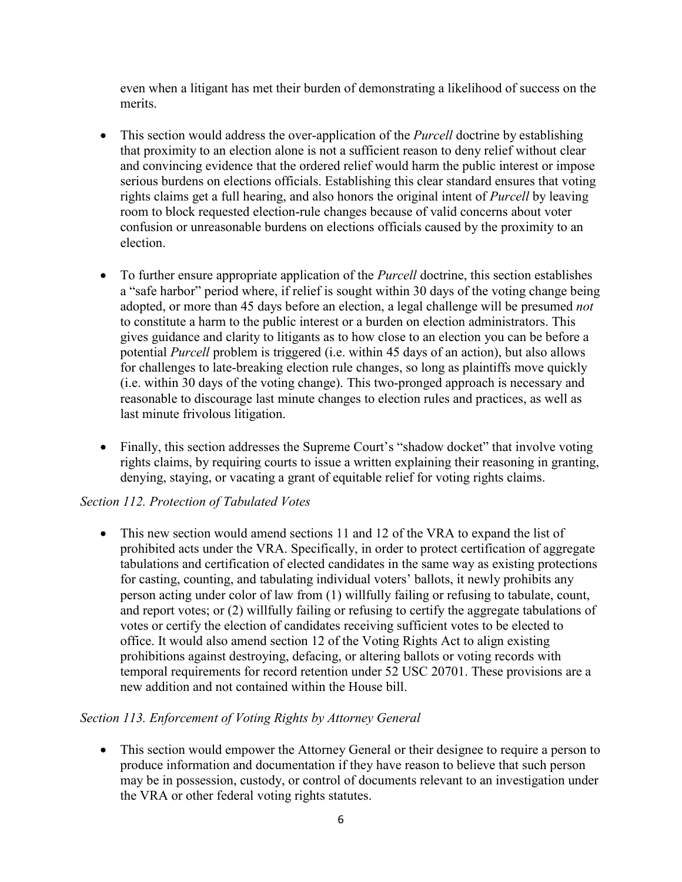even when a litigant has met their burden of demonstrating a likelihood of success on the merits.

- This section would address the over-application of the *Purcell* doctrine by establishing that proximity to an election alone is not a sufficient reason to deny relief without clear and convincing evidence that the ordered relief would harm the public interest or impose serious burdens on elections officials. Establishing this clear standard ensures that voting rights claims get a full hearing, and also honors the original intent of *Purcell* by leaving room to block requested election-rule changes because of valid concerns about voter confusion or unreasonable burdens on elections officials caused by the proximity to an election.

- To further ensure appropriate application of the *Purcell* doctrine, this section establishes a "safe harbor" period where, if relief is sought within 30 days of the voting change being adopted, or more than 45 days before an election, a legal challenge will be presumed *not* to constitute a harm to the public interest or a burden on election administrators. This gives guidance and clarity to litigants as to how close to an election you can be before a potential *Purcell* problem is triggered (i.e. within 45 days of an action), but also allows for challenges to late-breaking election rule changes, so long as plaintiffs move quickly (i.e. within 30 days of the voting change). This two-pronged approach is necessary and reasonable to discourage last minute changes to election rules and practices, as well as last minute frivolous litigation.

- Finally, this section addresses the Supreme Court's "shadow docket" that involve voting rights claims, by requiring courts to issue a written explaining their reasoning in granting, denying, staying, or vacating a grant of equitable relief for voting rights claims.

*Section 112. Protection of Tabulated Votes*

- This new section would amend sections 11 and 12 of the VRA to expand the list of prohibited acts under the VRA. Specifically, in order to protect certification of aggregate tabulations and certification of elected candidates in the same way as existing protections for casting, counting, and tabulating individual voters' ballots, it newly prohibits any person acting under color of law from (1) willfully failing or refusing to tabulate, count, and report votes; or (2) willfully failing or refusing to certify the aggregate tabulations of votes or certify the election of candidates receiving sufficient votes to be elected to office. It would also amend section 12 of the Voting Rights Act to align existing prohibitions against destroying, defacing, or altering ballots or voting records with temporal requirements for record retention under 52 USC 20701. These provisions are a new addition and not contained within the House bill.

*Section 113. Enforcement of Voting Rights by Attorney General*

- This section would empower the Attorney General or their designee to require a person to produce information and documentation if they have reason to believe that such person may be in possession, custody, or control of documents relevant to an investigation under the VRA or other federal voting rights statutes.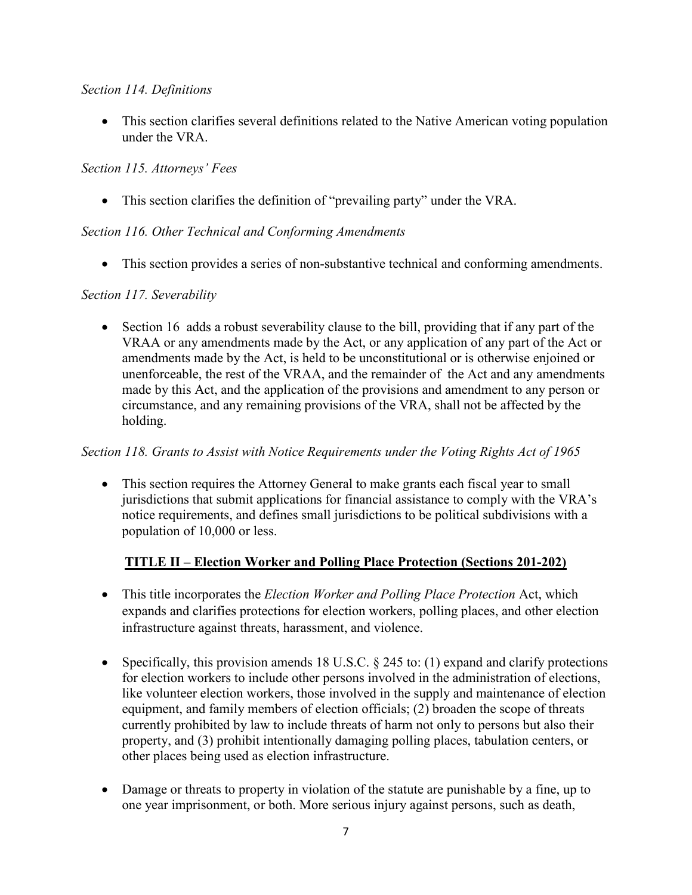*Section 114. Definitions*

- This section clarifies several definitions related to the Native American voting population under the VRA.

*Section 115. Attorneys' Fees*

- This section clarifies the definition of "prevailing party" under the VRA.

*Section 116. Other Technical and Conforming Amendments*

- This section provides a series of non-substantive technical and conforming amendments.

*Section 117. Severability*

- Section 16 adds a robust severability clause to the bill, providing that if any part of the VRAA or any amendments made by the Act, or any application of any part of the Act or amendments made by the Act, is held to be unconstitutional or is otherwise enjoined or unenforceable, the rest of the VRAA, and the remainder of the Act and any amendments made by this Act, and the application of the provisions and amendment to any person or circumstance, and any remaining provisions of the VRA, shall not be affected by the holding.

*Section 118. Grants to Assist with Notice Requirements under the Voting Rights Act of 1965*

- This section requires the Attorney General to make grants each fiscal year to small jurisdictions that submit applications for financial assistance to comply with the VRA's notice requirements, and defines small jurisdictions to be political subdivisions with a population of 10,000 or less.

## TITLE II – Election Worker and Polling Place Protection (Sections 201-202)

- This title incorporates the *Election Worker and Polling Place Protection* Act, which expands and clarifies protections for election workers, polling places, and other election infrastructure against threats, harassment, and violence.

- Specifically, this provision amends 18 U.S.C. § 245 to: (1) expand and clarify protections for election workers to include other persons involved in the administration of elections, like volunteer election workers, those involved in the supply and maintenance of election equipment, and family members of election officials; (2) broaden the scope of threats currently prohibited by law to include threats of harm not only to persons but also their property, and (3) prohibit intentionally damaging polling places, tabulation centers, or other places being used as election infrastructure.

- Damage or threats to property in violation of the statute are punishable by a fine, up to one year imprisonment, or both. More serious injury against persons, such as death,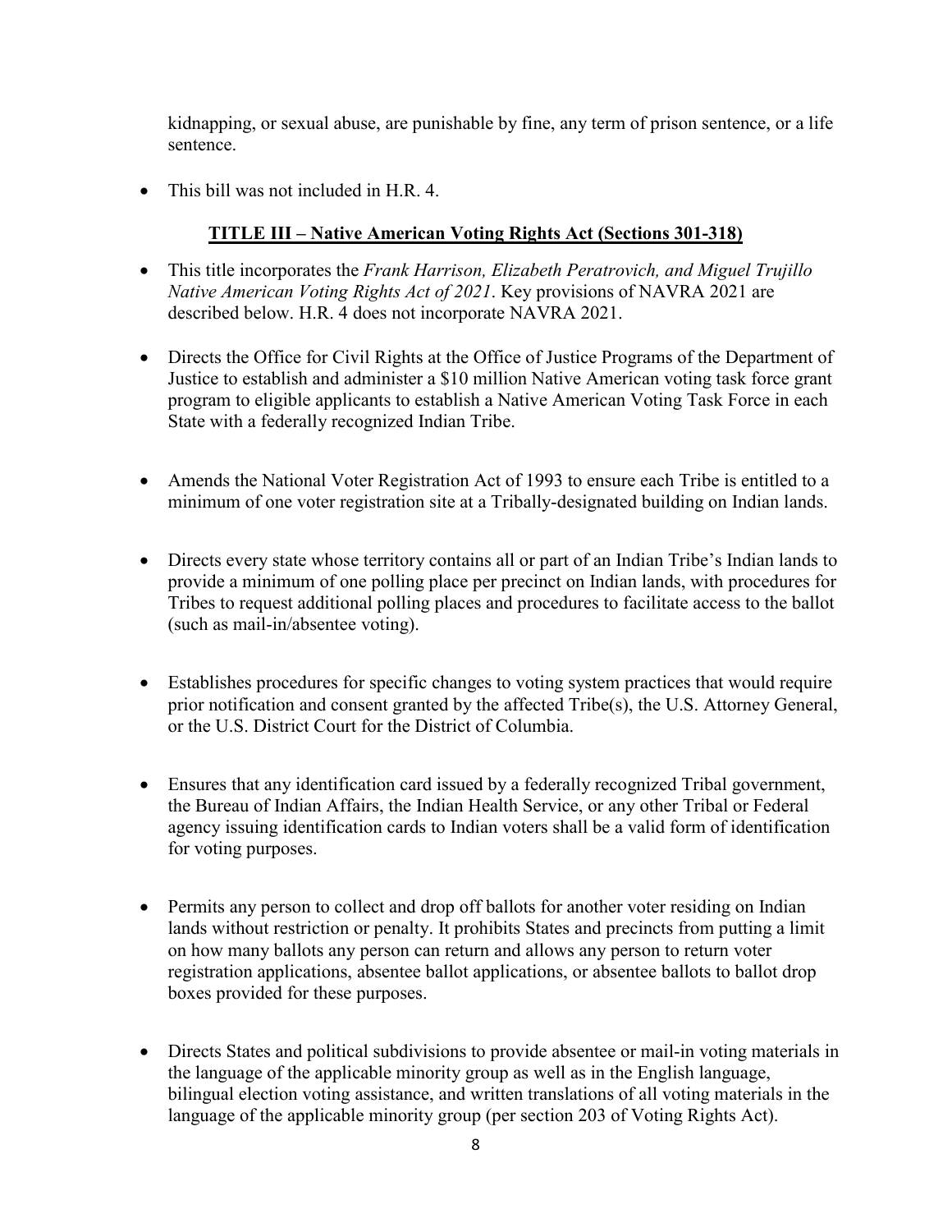kidnapping, or sexual abuse, are punishable by fine, any term of prison sentence, or a life sentence.

- This bill was not included in H.R. 4.

## **TITLE III – Native American Voting Rights Act (Sections 301-318)**

- This title incorporates the *Frank Harrison, Elizabeth Peratrovich, and Miguel Trujillo Native American Voting Rights Act of 2021*. Key provisions of NAVRA 2021 are described below. H.R. 4 does not incorporate NAVRA 2021.

- Directs the Office for Civil Rights at the Office of Justice Programs of the Department of Justice to establish and administer a $10 million Native American voting task force grant program to eligible applicants to establish a Native American Voting Task Force in each State with a federally recognized Indian Tribe.

- Amends the National Voter Registration Act of 1993 to ensure each Tribe is entitled to a minimum of one voter registration site at a Tribally-designated building on Indian lands.

- Directs every state whose territory contains all or part of an Indian Tribe's Indian lands to provide a minimum of one polling place per precinct on Indian lands, with procedures for Tribes to request additional polling places and procedures to facilitate access to the ballot (such as mail-in/absentee voting).

- Establishes procedures for specific changes to voting system practices that would require prior notification and consent granted by the affected Tribe(s), the U.S. Attorney General, or the U.S. District Court for the District of Columbia.

- Ensures that any identification card issued by a federally recognized Tribal government, the Bureau of Indian Affairs, the Indian Health Service, or any other Tribal or Federal agency issuing identification cards to Indian voters shall be a valid form of identification for voting purposes.

- Permits any person to collect and drop off ballots for another voter residing on Indian lands without restriction or penalty. It prohibits States and precincts from putting a limit on how many ballots any person can return and allows any person to return voter registration applications, absentee ballot applications, or absentee ballots to ballot drop boxes provided for these purposes.

- Directs States and political subdivisions to provide absentee or mail-in voting materials in the language of the applicable minority group as well as in the English language, bilingual election voting assistance, and written translations of all voting materials in the language of the applicable minority group (per section 203 of Voting Rights Act).